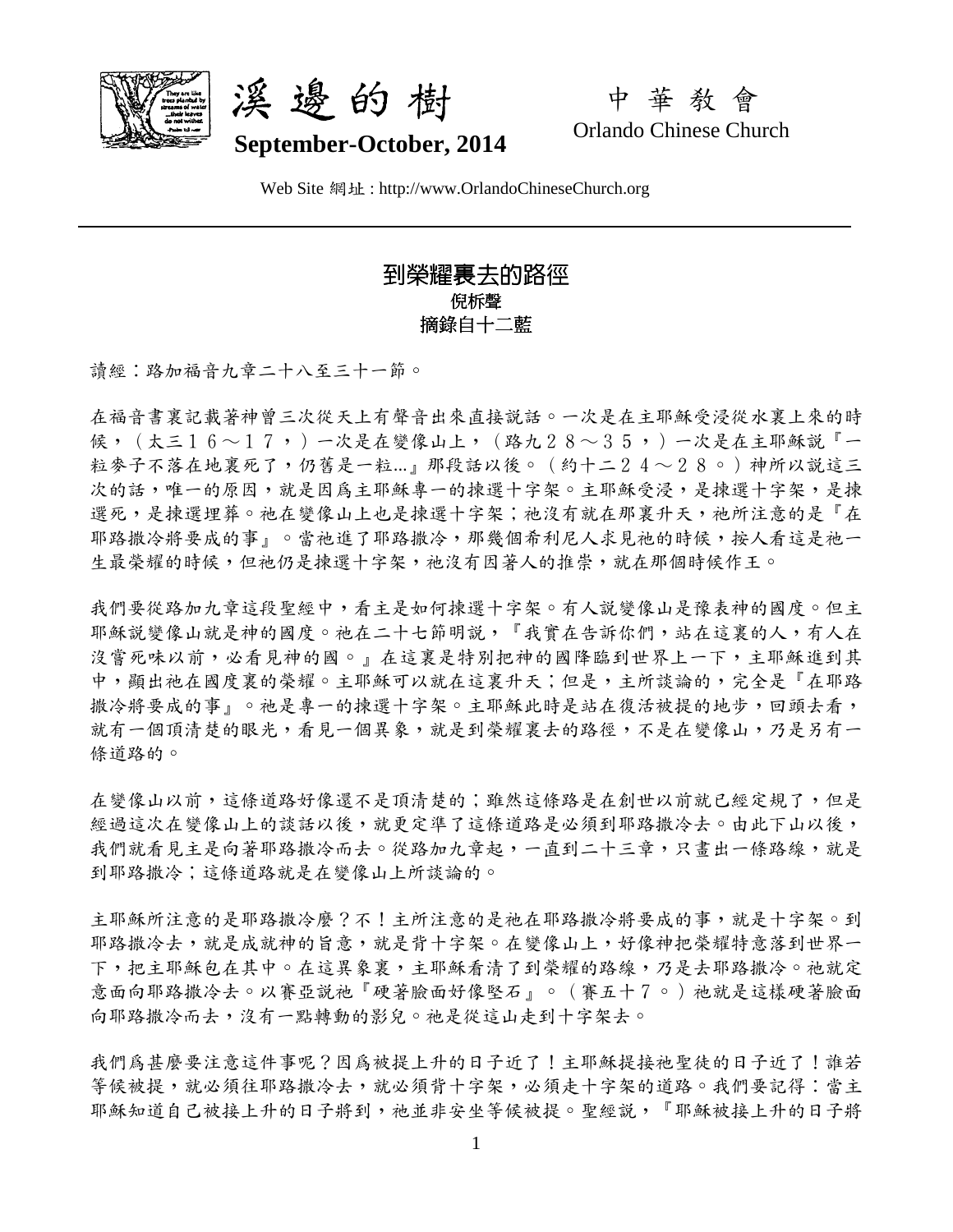# 溪邊的樹

**September-October, 2014**

中華教會
Orlando Chinese Church

Web Site 網址 : http://www.OrlandoChineseChurch.org

---

## 到榮耀裏去的路徑

**倪柝聲**

**摘錄自十二藍**

讀經：路加福音九章二十八至三十一節。

在福音書裏記載著神曾三次從天上有聲音出來直接說話。一次是在主耶穌受浸從水裏上來的時候，（太三１６～１７，）一次是在變像山上，（路九２８～３５，）一次是在主耶穌說『一粒麥子不落在地裏死了，仍舊是一粒...』那段話以後。（約十二２４～２８。）神所以說這三次的話，唯一的原因，就是因為主耶穌專一的揀選十字架。主耶穌受浸，是揀選十字架，是揀選死，是揀選埋葬。祂在變像山上也是揀選十字架；祂沒有就在那裏升天，祂所注意的是『在耶路撒冷將要成的事』。當祂進了耶路撒冷，那幾個希利尼人求見祂的時候，按人看這是祂一生最榮耀的時候，但祂仍是揀選十字架，祂沒有因著人的推崇，就在那個時候作王。

我們要從路加九章這段聖經中，看主是如何揀選十字架。有人說變像山是豫表神的國度。但主耶穌說變像山就是神的國度。祂在二十七節明說，『我實在告訴你們，站在這裏的人，有人在沒嘗死味以前，必看見神的國。』在這裏是特別把神的國降臨到世界上一下，主耶穌進到其中，顯出祂在國度裏的榮耀。主耶穌可以就在這裏升天；但是，主所談論的，完全是『在耶路撒冷將要成的事』。祂是專一的揀選十字架。主耶穌此時是站在復活被提的地步，回頭去看，就有一個頂清楚的眼光，看見一個異象，就是到榮耀裏去的路徑，不是在變像山，乃是另有一條道路的。

在變像山以前，這條道路好像還不是頂清楚的；雖然這條路是在創世以前就已經定規了，但是經過這次在變像山上的談話以後，就更定準了這條道路是必須到耶路撒冷去。由此下山以後，我們就看見主是向著耶路撒冷而去。從路加九章起，一直到二十三章，只畫出一條路線，就是到耶路撒冷；這條道路就是在變像山上所談論的。

主耶穌所注意的是耶路撒冷麼？不！主所注意的是祂在耶路撒冷將要成的事，就是十字架。到耶路撒冷去，就是成就神的旨意，就是背十字架。在變像山上，好像神把榮耀特意落到世界一下，把主耶穌包在其中。在這異象裏，主耶穌看清了到榮耀的路線，乃是去耶路撒冷。祂就定意面向耶路撒冷去。以賽亞說祂『硬著臉面好像堅石』。（賽五十７。）祂就是這樣硬著臉面向耶路撒冷而去，沒有一點轉動的影兒。祂是從這山走到十字架去。

我們為甚麼要注意這件事呢？因為被提上升的日子近了！主耶穌提接祂聖徒的日子近了！誰若等候被提，就必須往耶路撒冷去，就必須背十字架，必須走十字架的道路。我們要記得：當主耶穌知道自己被接上升的日子將到，祂並非安坐等候被提。聖經說，『耶穌被接上升的日子將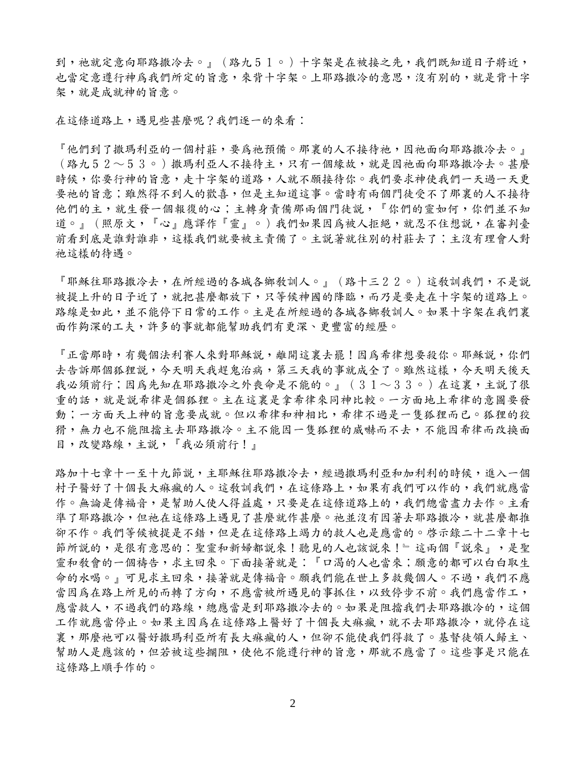到，祂就定意向耶路撒冷去。』（路九５１。）十字架是在被接之先，我們既知道日子將近，也當定意遵行神爲我們所定的旨意，來背十字架。上耶路撒冷的意思，沒有別的，就是背十字架，就是成就神的旨意。

在這條道路上，遇見些甚麼呢？我們逐一的來看：

『他們到了撒瑪利亞的一個村莊，要爲祂預備。那裏的人不接待祂，因祂面向耶路撒冷去。』（路九５２～５３。）撒瑪利亞人不接待主，只有一個緣故，就是因祂面向耶路撒冷去。甚麼時候，你要行神的旨意，走十字架的道路，人就不願接待你。我們要求神使我們一天過一天更要祂的旨意；雖然得不到人的歡喜，但是主知道這事。當時有兩個門徒受不了那裏的人不接待他們的主，就生發一個報復的心；主轉身責備那兩個門徒說，『你們的靈如何，你們並不知道。』（照原文，『心』應譯作『靈』。）我們如果因爲被人拒絕，就忍不住想說，在審判臺前看到底是誰對誰非，這樣我們就要被主責備了。主說著就往別的村莊去了；主沒有理會人對祂這樣的待遇。

『耶穌往耶路撒冷去，在所經過的各城各鄉教訓人。』（路十三２２。）這教訓我們，不是說被提上升的日子近了，就把甚麼都放下，只等候神國的降臨，而乃是要走在十字架的道路上。路線是如此，並不能停下日常的工作。主是在所經過的各城各鄉教訓人。如果十字架在我們裏面作夠深的工夫，許多的事就都能幫助我們有更深、更豐富的經歷。

『正當那時，有幾個法利賽人來對耶穌說，離開這裏去罷！因爲希律想要殺你。耶穌說，你們去告訴那個狐狸說，今天明天我趕鬼治病，第三天我的事就成全了。雖然這樣，今天明天後天我必須前行；因爲先知在耶路撒冷之外喪命是不能的。』（３１～３３。）在這裏，主說了很重的話，就是說希律是個狐狸。主在這裏是拿希律來同神比較。一方面地上希律的意圖要發動；一方面天上神的旨意要成就。但以希律和神相比，希律不過是一隻狐狸而已。狐狸的狡猾，無力也不能阻擋主去耶路撒冷。主不能因一隻狐狸的威嚇而不去，不能因希律而改換面目，改變路線，主說，『我必須前行！』

路加十七章十一至十九節說，主耶穌往耶路撒冷去，經過撒瑪利亞和加利利的時候，進入一個村子醫好了十個長大痲瘋的人。這教訓我們，在這條路上，如果有我們可以作的，我們就應當作。無論是傳福音，是幫助人使人得益處，只要是在這條道路上的，我們總當盡力去作。主看準了耶路撒冷，但祂在這條路上遇見了甚麼就作甚麼。祂並沒有因著去耶路撒冷，就甚麼都推卻不作。我們等候被提是不錯，但是在這條路上竭力的救人也是應當的。啓示錄二十二章十七節所說的，是很有意思的：聖靈和新婦都說來！聽見的人也該說來！』這兩個『說來』，是聖靈和教會的一個禱告，求主回來。下面接著就是：『口渴的人也當來；願意的都可以白白取生命的水喝。』可見求主回來，接著就是傳福音。願我們能在世上多救幾個人。不過，我們不應當因爲在路上所見的而轉了方向，不應當被所遇見的事抓住，以致停步不前。我們應當作工，應當救人，不過我們的路線，總應當是到耶路撒冷去的。如果是阻擋我們去耶路撒冷的，這個工作就應當停止。如果主因爲在這條路上醫好了十個長大痲瘋，就不去耶路撒冷，就停在這裏，那麼祂可以醫好撒瑪利亞所有長大痲瘋的人，但卻不能使我們得救了。基督徒領人歸主、幫助人是應該的，但若被這些攔阻，使他不能遵行神的旨意，那就不應當了。這些事是只能在這條路上順手作的。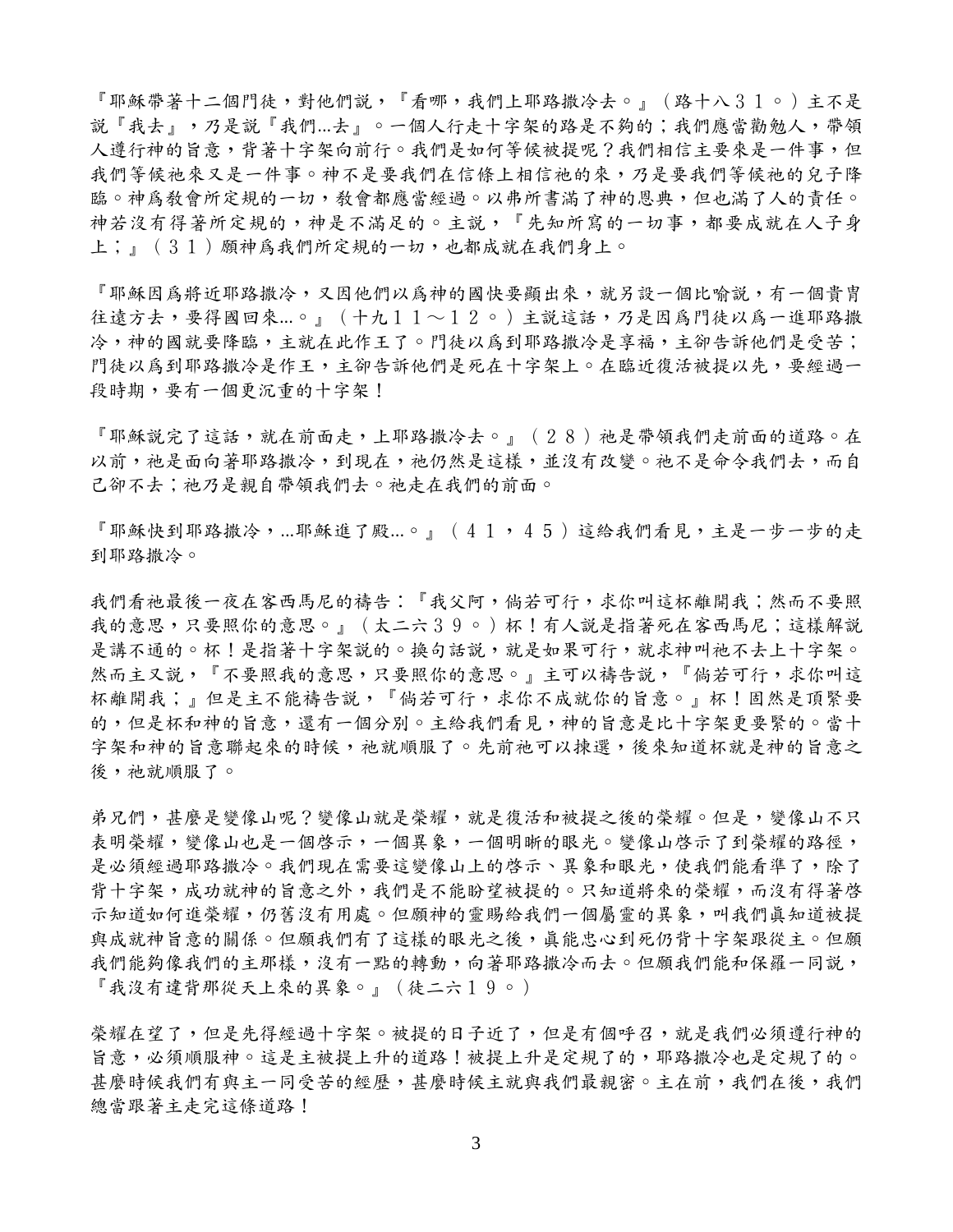『耶穌帶著十二個門徒，對他們說，『看哪，我們上耶路撒冷去。』（路十八３１。）主不是說『我去』，乃是說『我們…去』。一個人行走十字架的路是不夠的；我們應當勸勉人，帶領人遵行神的旨意，背著十字架向前行。我們是如何等候被提呢？我們相信主要來是一件事，但我們等候祂來又是一件事。神不是要我們在信條上相信祂的來，乃是要我們等候祂的兒子降臨。神爲教會所定規的一切，教會都應當經過。以弗所書滿了神的恩典，但也滿了人的責任。神若沒有得著所定規的，神是不滿足的。主說，『先知所寫的一切事，都要成就在人子身上；』（３１）願神爲我們所定規的一切，也都成就在我們身上。

『耶穌因爲將近耶路撒冷，又因他們以爲神的國快要顯出來，就另設一個比喻說，有一個貴胄往遠方去，要得國回來…。』（十九１１～１２。）主說這話，乃是因爲門徒以爲一進耶路撒冷，神的國就要降臨，主就在此作王了。門徒以爲到耶路撒冷是享福，主卻告訴他們是受苦；門徒以爲到耶路撒冷是作王，主卻告訴他們是死在十字架上。在臨近復活被提以先，要經過一段時期，要有一個更沉重的十字架！

『耶穌說完了這話，就在前面走，上耶路撒冷去。』（２８）祂是帶領我們走前面的道路。在以前，祂是面向著耶路撒冷，到現在，祂仍然是這樣，並沒有改變。祂不是命令我們去，而自己卻不去；祂乃是親自帶領我們去。祂走在我們的前面。

『耶穌快到耶路撒冷，…耶穌進了殿…。』（４１，４５）這給我們看見，主是一步一步的走到耶路撒冷。

我們看祂最後一夜在客西馬尼的禱告：『我父阿，倘若可行，求你叫這杯離開我；然而不要照我的意思，只要照你的意思。』（太二六３９。）杯！有人說是指著死在客西馬尼；這樣解說是講不通的。杯！是指著十字架說的。換句話說，就是如果可行，就求神叫祂不去上十字架。然而主又說，『不要照我的意思，只要照你的意思。』主可以禱告說，『倘若可行，求你叫這杯離開我；』但是主不能禱告說，『倘若可行，求你不成就你的旨意。』杯！固然是頂緊要的，但是杯和神的旨意，還有一個分別。主給我們看見，神的旨意是比十字架更要緊的。當十字架和神的旨意聯起來的時候，祂就順服了。先前祂可以揀選，後來知道杯就是神的旨意之後，祂就順服了。

弟兄們，甚麼是變像山呢？變像山就是榮耀，就是復活和被提之後的榮耀。但是，變像山不只表明榮耀，變像山也是一個啓示，一個異象，一個明晰的眼光。變像山啓示了到榮耀的路徑，是必須經過耶路撒冷。我們現在需要這變像山上的啓示、異象和眼光，使我們能看準了，除了背十字架，成功就神的旨意之外，我們是不能盼望被提的。只知道將來的榮耀，而沒有得著啓示知道如何進榮耀，仍舊沒有用處。但願神的靈賜給我們一個屬靈的異象，叫我們真知道被提與成就神旨意的關係。但願我們有了這樣的眼光之後，眞能忠心到死仍背十字架跟從主。但願我們能夠像我們的主那樣，沒有一點的轉動，向著耶路撒冷而去。但願我們能和保羅一同說，『我沒有違背那從天上來的異象。』（徒二六１９。）

榮耀在望了，但是先得經過十字架。被提的日子近了，但是有個呼召，就是我們必須遵行神的旨意，必須順服神。這是主被提上升的道路！被提上升是定規了的，耶路撒冷也是定規了的。甚麼時候我們有與主一同受苦的經歷，甚麼時候主就與我們最親密。主在前，我們在後，我們總當跟著主走完這條道路！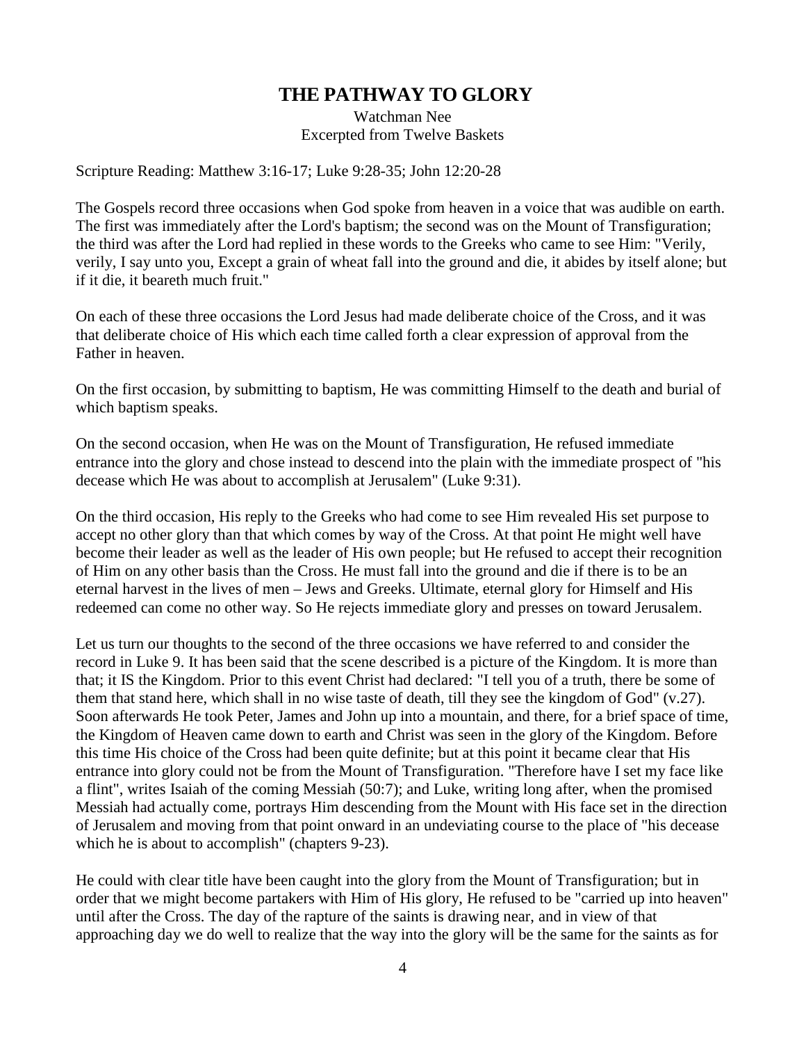# THE PATHWAY TO GLORY

Watchman Nee
Excerpted from Twelve Baskets

Scripture Reading: Matthew 3:16-17; Luke 9:28-35; John 12:20-28

The Gospels record three occasions when God spoke from heaven in a voice that was audible on earth. The first was immediately after the Lord's baptism; the second was on the Mount of Transfiguration; the third was after the Lord had replied in these words to the Greeks who came to see Him: "Verily, verily, I say unto you, Except a grain of wheat fall into the ground and die, it abides by itself alone; but if it die, it beareth much fruit."

On each of these three occasions the Lord Jesus had made deliberate choice of the Cross, and it was that deliberate choice of His which each time called forth a clear expression of approval from the Father in heaven.

On the first occasion, by submitting to baptism, He was committing Himself to the death and burial of which baptism speaks.

On the second occasion, when He was on the Mount of Transfiguration, He refused immediate entrance into the glory and chose instead to descend into the plain with the immediate prospect of "his decease which He was about to accomplish at Jerusalem" (Luke 9:31).

On the third occasion, His reply to the Greeks who had come to see Him revealed His set purpose to accept no other glory than that which comes by way of the Cross. At that point He might well have become their leader as well as the leader of His own people; but He refused to accept their recognition of Him on any other basis than the Cross. He must fall into the ground and die if there is to be an eternal harvest in the lives of men – Jews and Greeks. Ultimate, eternal glory for Himself and His redeemed can come no other way. So He rejects immediate glory and presses on toward Jerusalem.

Let us turn our thoughts to the second of the three occasions we have referred to and consider the record in Luke 9. It has been said that the scene described is a picture of the Kingdom. It is more than that; it IS the Kingdom. Prior to this event Christ had declared: "I tell you of a truth, there be some of them that stand here, which shall in no wise taste of death, till they see the kingdom of God" (v.27). Soon afterwards He took Peter, James and John up into a mountain, and there, for a brief space of time, the Kingdom of Heaven came down to earth and Christ was seen in the glory of the Kingdom. Before this time His choice of the Cross had been quite definite; but at this point it became clear that His entrance into glory could not be from the Mount of Transfiguration. "Therefore have I set my face like a flint", writes Isaiah of the coming Messiah (50:7); and Luke, writing long after, when the promised Messiah had actually come, portrays Him descending from the Mount with His face set in the direction of Jerusalem and moving from that point onward in an undeviating course to the place of "his decease which he is about to accomplish" (chapters 9-23).

He could with clear title have been caught into the glory from the Mount of Transfiguration; but in order that we might become partakers with Him of His glory, He refused to be "carried up into heaven" until after the Cross. The day of the rapture of the saints is drawing near, and in view of that approaching day we do well to realize that the way into the glory will be the same for the saints as for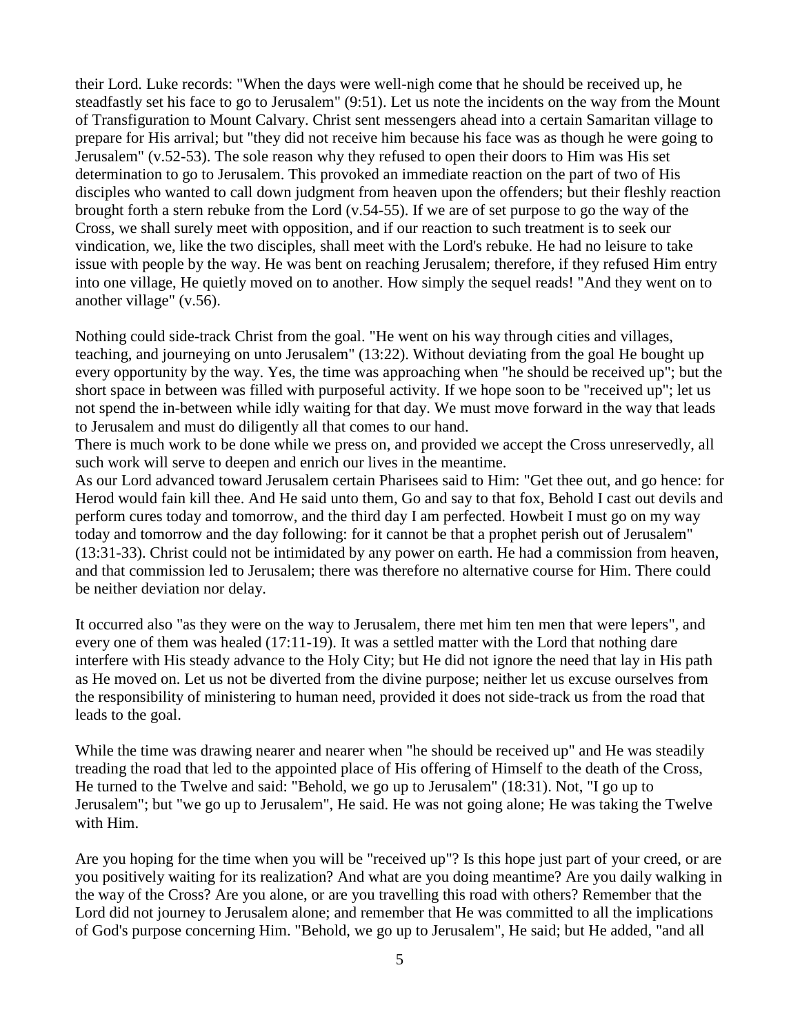their Lord. Luke records: "When the days were well-nigh come that he should be received up, he steadfastly set his face to go to Jerusalem" (9:51). Let us note the incidents on the way from the Mount of Transfiguration to Mount Calvary. Christ sent messengers ahead into a certain Samaritan village to prepare for His arrival; but "they did not receive him because his face was as though he were going to Jerusalem" (v.52-53). The sole reason why they refused to open their doors to Him was His set determination to go to Jerusalem. This provoked an immediate reaction on the part of two of His disciples who wanted to call down judgment from heaven upon the offenders; but their fleshly reaction brought forth a stern rebuke from the Lord (v.54-55). If we are of set purpose to go the way of the Cross, we shall surely meet with opposition, and if our reaction to such treatment is to seek our vindication, we, like the two disciples, shall meet with the Lord's rebuke. He had no leisure to take issue with people by the way. He was bent on reaching Jerusalem; therefore, if they refused Him entry into one village, He quietly moved on to another. How simply the sequel reads! "And they went on to another village" (v.56).

Nothing could side-track Christ from the goal. "He went on his way through cities and villages, teaching, and journeying on unto Jerusalem" (13:22). Without deviating from the goal He bought up every opportunity by the way. Yes, the time was approaching when "he should be received up"; but the short space in between was filled with purposeful activity. If we hope soon to be "received up"; let us not spend the in-between while idly waiting for that day. We must move forward in the way that leads to Jerusalem and must do diligently all that comes to our hand.

There is much work to be done while we press on, and provided we accept the Cross unreservedly, all such work will serve to deepen and enrich our lives in the meantime.

As our Lord advanced toward Jerusalem certain Pharisees said to Him: "Get thee out, and go hence: for Herod would fain kill thee. And He said unto them, Go and say to that fox, Behold I cast out devils and perform cures today and tomorrow, and the third day I am perfected. Howbeit I must go on my way today and tomorrow and the day following: for it cannot be that a prophet perish out of Jerusalem" (13:31-33). Christ could not be intimidated by any power on earth. He had a commission from heaven, and that commission led to Jerusalem; there was therefore no alternative course for Him. There could be neither deviation nor delay.

It occurred also "as they were on the way to Jerusalem, there met him ten men that were lepers", and every one of them was healed (17:11-19). It was a settled matter with the Lord that nothing dare interfere with His steady advance to the Holy City; but He did not ignore the need that lay in His path as He moved on. Let us not be diverted from the divine purpose; neither let us excuse ourselves from the responsibility of ministering to human need, provided it does not side-track us from the road that leads to the goal.

While the time was drawing nearer and nearer when "he should be received up" and He was steadily treading the road that led to the appointed place of His offering of Himself to the death of the Cross, He turned to the Twelve and said: "Behold, we go up to Jerusalem" (18:31). Not, "I go up to Jerusalem"; but "we go up to Jerusalem", He said. He was not going alone; He was taking the Twelve with Him.

Are you hoping for the time when you will be "received up"? Is this hope just part of your creed, or are you positively waiting for its realization? And what are you doing meantime? Are you daily walking in the way of the Cross? Are you alone, or are you travelling this road with others? Remember that the Lord did not journey to Jerusalem alone; and remember that He was committed to all the implications of God's purpose concerning Him. "Behold, we go up to Jerusalem", He said; but He added, "and all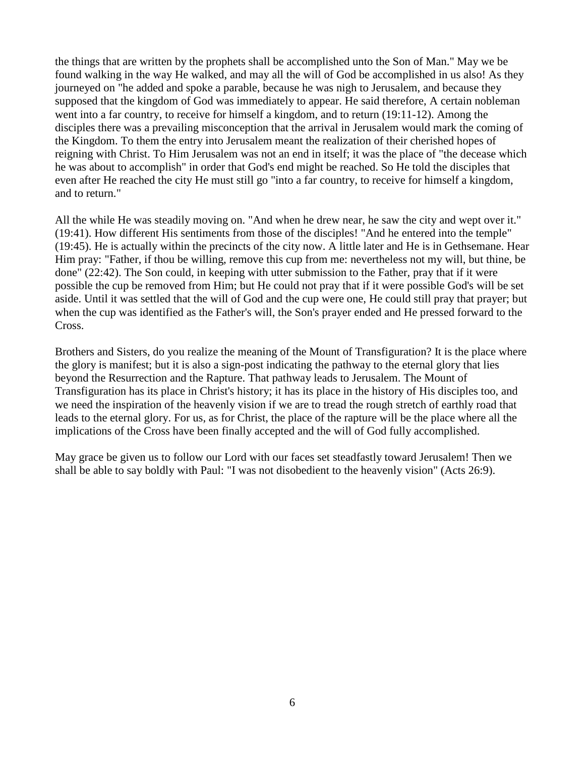the things that are written by the prophets shall be accomplished unto the Son of Man." May we be found walking in the way He walked, and may all the will of God be accomplished in us also! As they journeyed on "he added and spoke a parable, because he was nigh to Jerusalem, and because they supposed that the kingdom of God was immediately to appear. He said therefore, A certain nobleman went into a far country, to receive for himself a kingdom, and to return (19:11-12). Among the disciples there was a prevailing misconception that the arrival in Jerusalem would mark the coming of the Kingdom. To them the entry into Jerusalem meant the realization of their cherished hopes of reigning with Christ. To Him Jerusalem was not an end in itself; it was the place of "the decease which he was about to accomplish" in order that God's end might be reached. So He told the disciples that even after He reached the city He must still go "into a far country, to receive for himself a kingdom, and to return."

All the while He was steadily moving on. "And when he drew near, he saw the city and wept over it." (19:41). How different His sentiments from those of the disciples! "And he entered into the temple" (19:45). He is actually within the precincts of the city now. A little later and He is in Gethsemane. Hear Him pray: "Father, if thou be willing, remove this cup from me: nevertheless not my will, but thine, be done" (22:42). The Son could, in keeping with utter submission to the Father, pray that if it were possible the cup be removed from Him; but He could not pray that if it were possible God's will be set aside. Until it was settled that the will of God and the cup were one, He could still pray that prayer; but when the cup was identified as the Father's will, the Son's prayer ended and He pressed forward to the Cross.

Brothers and Sisters, do you realize the meaning of the Mount of Transfiguration? It is the place where the glory is manifest; but it is also a sign-post indicating the pathway to the eternal glory that lies beyond the Resurrection and the Rapture. That pathway leads to Jerusalem. The Mount of Transfiguration has its place in Christ's history; it has its place in the history of His disciples too, and we need the inspiration of the heavenly vision if we are to tread the rough stretch of earthly road that leads to the eternal glory. For us, as for Christ, the place of the rapture will be the place where all the implications of the Cross have been finally accepted and the will of God fully accomplished.

May grace be given us to follow our Lord with our faces set steadfastly toward Jerusalem! Then we shall be able to say boldly with Paul: "I was not disobedient to the heavenly vision" (Acts 26:9).